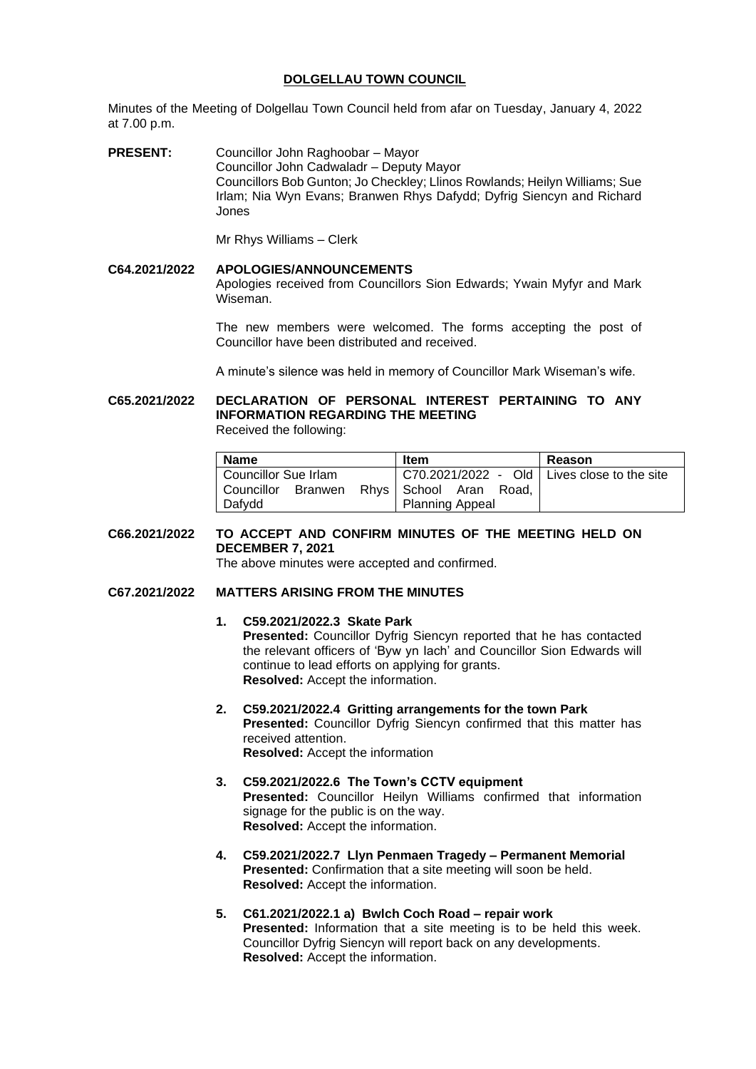# DOLGELLAU TOWN COUNCIL

Minutes of the Meeting of Dolgellau Town Council held from afar on Tuesday, January 4, 2022 at 7.00 p.m.

**PRESENT:** Councillor John Raghoobar – Mayor
Councillor John Cadwaladr – Deputy Mayor
Councillors Bob Gunton; Jo Checkley; Llinos Rowlands; Heilyn Williams; Sue Irlam; Nia Wyn Evans; Branwen Rhys Dafydd; Dyfrig Siencyn and Richard Jones

Mr Rhys Williams – Clerk

**C64.2021/2022 APOLOGIES/ANNOUNCEMENTS**

Apologies received from Councillors Sion Edwards; Ywain Myfyr and Mark Wiseman.

The new members were welcomed. The forms accepting the post of Councillor have been distributed and received.

A minute's silence was held in memory of Councillor Mark Wiseman's wife.

**C65.2021/2022 DECLARATION OF PERSONAL INTEREST PERTAINING TO ANY INFORMATION REGARDING THE MEETING**

Received the following:

| Name | Item | Reason |
|---|---|---|
| Councillor Sue Irlam<br>Councillor Branwen Rhys Dafydd | C70.2021/2022 - Old School Aran Road, Planning Appeal | Lives close to the site |

**C66.2021/2022 TO ACCEPT AND CONFIRM MINUTES OF THE MEETING HELD ON DECEMBER 7, 2021**

The above minutes were accepted and confirmed.

**C67.2021/2022 MATTERS ARISING FROM THE MINUTES**

1. **C59.2021/2022.3 Skate Park**
   **Presented:** Councillor Dyfrig Siencyn reported that he has contacted the relevant officers of 'Byw yn Iach' and Councillor Sion Edwards will continue to lead efforts on applying for grants.
   **Resolved:** Accept the information.

2. **C59.2021/2022.4 Gritting arrangements for the town Park**
   **Presented:** Councillor Dyfrig Siencyn confirmed that this matter has received attention.
   **Resolved:** Accept the information

3. **C59.2021/2022.6 The Town's CCTV equipment**
   **Presented:** Councillor Heilyn Williams confirmed that information signage for the public is on the way.
   **Resolved:** Accept the information.

4. **C59.2021/2022.7 Llyn Penmaen Tragedy – Permanent Memorial**
   **Presented:** Confirmation that a site meeting will soon be held.
   **Resolved:** Accept the information.

5. **C61.2021/2022.1 a) Bwlch Coch Road – repair work**
   **Presented:** Information that a site meeting is to be held this week. Councillor Dyfrig Siencyn will report back on any developments.
   **Resolved:** Accept the information.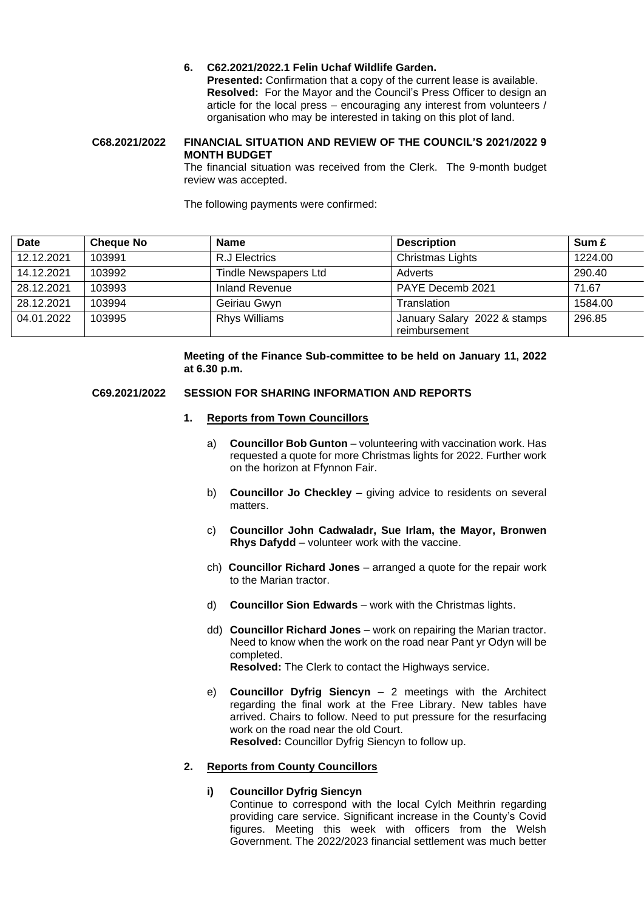6. **C62.2021/2022.1 Felin Uchaf Wildlife Garden.**
   **Presented:** Confirmation that a copy of the current lease is available.
   **Resolved:** For the Mayor and the Council's Press Officer to design an article for the local press – encouraging any interest from volunteers / organisation who may be interested in taking on this plot of land.

**C68.2021/2022 FINANCIAL SITUATION AND REVIEW OF THE COUNCIL'S 2021/2022 9 MONTH BUDGET**

The financial situation was received from the Clerk. The 9-month budget review was accepted.

The following payments were confirmed:

| Date | Cheque No | Name | Description | Sum £ |
|---|---|---|---|---|
| 12.12.2021 | 103991 | R.J Electrics | Christmas Lights | 1224.00 |
| 14.12.2021 | 103992 | Tindle Newspapers Ltd | Adverts | 290.40 |
| 28.12.2021 | 103993 | Inland Revenue | PAYE Decemb 2021 | 71.67 |
| 28.12.2021 | 103994 | Geiriau Gwyn | Translation | 1584.00 |
| 04.01.2022 | 103995 | Rhys Williams | January Salary 2022 & stamps reimbursement | 296.85 |

**Meeting of the Finance Sub-committee to be held on January 11, 2022 at 6.30 p.m.**

**C69.2021/2022 SESSION FOR SHARING INFORMATION AND REPORTS**

1. **Reports from Town Councillors**

   a) **Councillor Bob Gunton** – volunteering with vaccination work. Has requested a quote for more Christmas lights for 2022. Further work on the horizon at Ffynnon Fair.

   b) **Councillor Jo Checkley** – giving advice to residents on several matters.

   c) **Councillor John Cadwaladr, Sue Irlam, the Mayor, Bronwen Rhys Dafydd** – volunteer work with the vaccine.

   ch) **Councillor Richard Jones** – arranged a quote for the repair work to the Marian tractor.

   d) **Councillor Sion Edwards** – work with the Christmas lights.

   dd) **Councillor Richard Jones** – work on repairing the Marian tractor. Need to know when the work on the road near Pant yr Odyn will be completed.
   **Resolved:** The Clerk to contact the Highways service.

   e) **Councillor Dyfrig Siencyn** – 2 meetings with the Architect regarding the final work at the Free Library. New tables have arrived. Chairs to follow. Need to put pressure for the resurfacing work on the road near the old Court.
   **Resolved:** Councillor Dyfrig Siencyn to follow up.

2. **Reports from County Councillors**

   **i) Councillor Dyfrig Siencyn**
   Continue to correspond with the local Cylch Meithrin regarding providing care service. Significant increase in the County's Covid figures. Meeting this week with officers from the Welsh Government. The 2022/2023 financial settlement was much better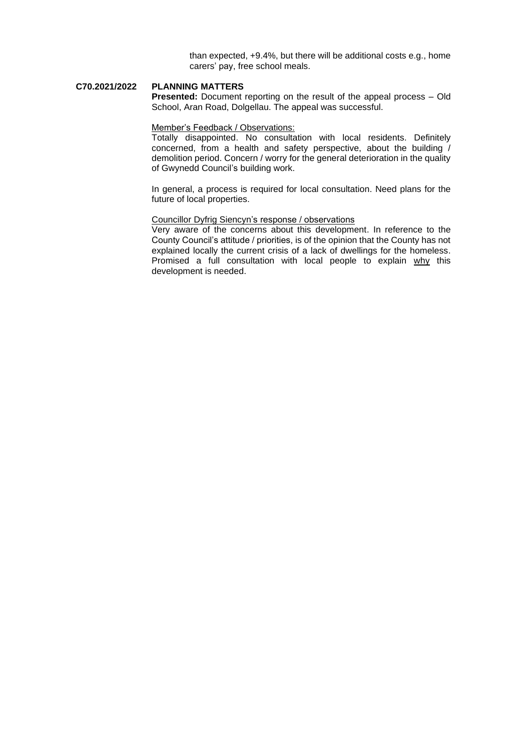than expected, +9.4%, but there will be additional costs e.g., home carers' pay, free school meals.

**C70.2021/2022 PLANNING MATTERS**

**Presented:** Document reporting on the result of the appeal process – Old School, Aran Road, Dolgellau. The appeal was successful.

Member's Feedback / Observations:

Totally disappointed. No consultation with local residents. Definitely concerned, from a health and safety perspective, about the building / demolition period. Concern / worry for the general deterioration in the quality of Gwynedd Council's building work.

In general, a process is required for local consultation. Need plans for the future of local properties.

Councillor Dyfrig Siencyn's response / observations

Very aware of the concerns about this development. In reference to the County Council's attitude / priorities, is of the opinion that the County has not explained locally the current crisis of a lack of dwellings for the homeless. Promised a full consultation with local people to explain why this development is needed.